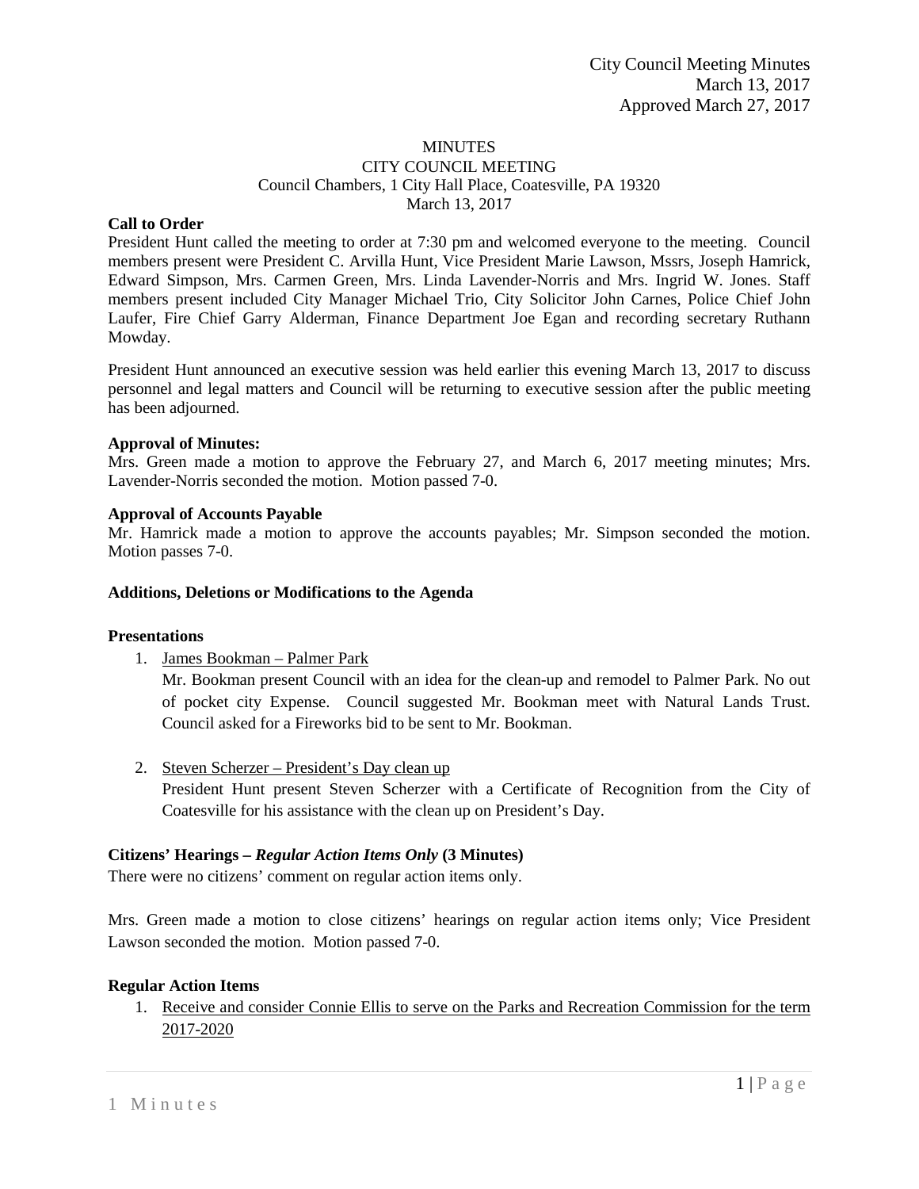City Council Meeting Minutes
March 13, 2017
Approved March 27, 2017

# MINUTES
## CITY COUNCIL MEETING
Council Chambers, 1 City Hall Place, Coatesville, PA 19320
March 13, 2017

**Call to Order**
President Hunt called the meeting to order at 7:30 pm and welcomed everyone to the meeting. Council members present were President C. Arvilla Hunt, Vice President Marie Lawson, Mssrs, Joseph Hamrick, Edward Simpson, Mrs. Carmen Green, Mrs. Linda Lavender-Norris and Mrs. Ingrid W. Jones. Staff members present included City Manager Michael Trio, City Solicitor John Carnes, Police Chief John Laufer, Fire Chief Garry Alderman, Finance Department Joe Egan and recording secretary Ruthann Mowday.

President Hunt announced an executive session was held earlier this evening March 13, 2017 to discuss personnel and legal matters and Council will be returning to executive session after the public meeting has been adjourned.

**Approval of Minutes:**
Mrs. Green made a motion to approve the February 27, and March 6, 2017 meeting minutes; Mrs. Lavender-Norris seconded the motion. Motion passed 7-0.

**Approval of Accounts Payable**
Mr. Hamrick made a motion to approve the accounts payables; Mr. Simpson seconded the motion. Motion passes 7-0.

**Additions, Deletions or Modifications to the Agenda**

**Presentations**

1. James Bookman – Palmer Park
   Mr. Bookman present Council with an idea for the clean-up and remodel to Palmer Park. No out of pocket city Expense. Council suggested Mr. Bookman meet with Natural Lands Trust. Council asked for a Fireworks bid to be sent to Mr. Bookman.

2. Steven Scherzer – President's Day clean up
   President Hunt present Steven Scherzer with a Certificate of Recognition from the City of Coatesville for his assistance with the clean up on President's Day.

**Citizens' Hearings – *Regular Action Items Only* (3 Minutes)**
There were no citizens' comment on regular action items only.

Mrs. Green made a motion to close citizens' hearings on regular action items only; Vice President Lawson seconded the motion. Motion passed 7-0.

**Regular Action Items**

1. Receive and consider Connie Ellis to serve on the Parks and Recreation Commission for the term 2017-2020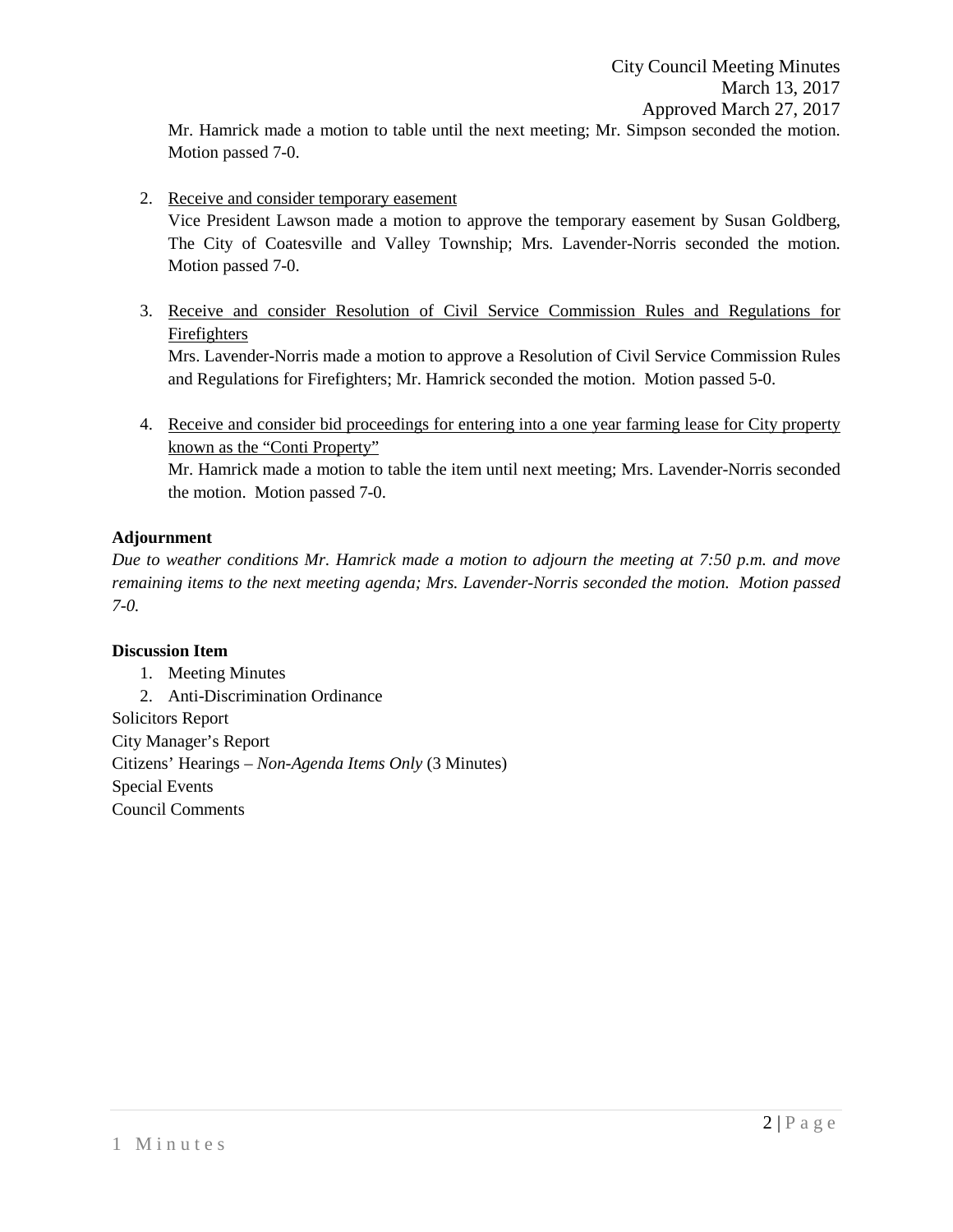Mr. Hamrick made a motion to table until the next meeting; Mr. Simpson seconded the motion. Motion passed 7-0.

2. <u>Receive and consider temporary easement</u>
   Vice President Lawson made a motion to approve the temporary easement by Susan Goldberg, The City of Coatesville and Valley Township; Mrs. Lavender-Norris seconded the motion. Motion passed 7-0.

3. <u>Receive and consider Resolution of Civil Service Commission Rules and Regulations for Firefighters</u>
   Mrs. Lavender-Norris made a motion to approve a Resolution of Civil Service Commission Rules and Regulations for Firefighters; Mr. Hamrick seconded the motion. Motion passed 5-0.

4. <u>Receive and consider bid proceedings for entering into a one year farming lease for City property known as the "Conti Property"</u>
   Mr. Hamrick made a motion to table the item until next meeting; Mrs. Lavender-Norris seconded the motion. Motion passed 7-0.

**Adjournment**

*Due to weather conditions Mr. Hamrick made a motion to adjourn the meeting at 7:50 p.m. and move remaining items to the next meeting agenda; Mrs. Lavender-Norris seconded the motion. Motion passed 7-0.*

**Discussion Item**

1. Meeting Minutes
2. Anti-Discrimination Ordinance

Solicitors Report

City Manager's Report

Citizens' Hearings – *Non-Agenda Items Only* (3 Minutes)

Special Events

Council Comments